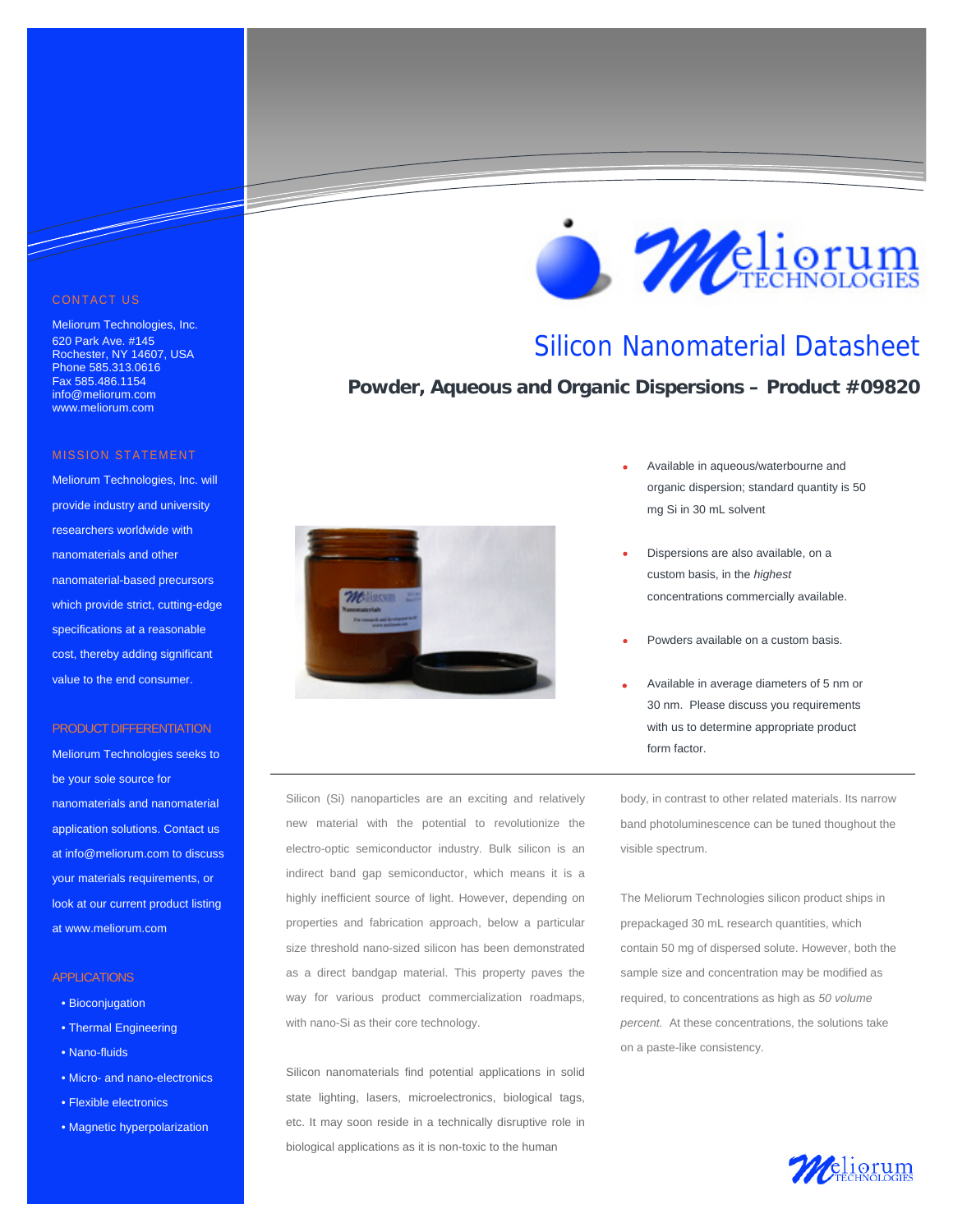# Silicon Nanomaterial Datasheet

## Powder, Aqueous and Organic Dispersions – Product #09820

- Available in aqueous/waterbourne and organic dispersion; standard quantity is 50 mg Si in 30 mL solvent
- Dispersions are also available, on a custom basis, in the *highest* concentrations commercially available.
- Powders available on a custom basis.
- Available in average diameters of 5 nm or 30 nm. Please discuss you requirements with us to determine appropriate product form factor.

---

Silicon (Si) nanoparticles are an exciting and relatively new material with the potential to revolutionize the electro-optic semiconductor industry. Bulk silicon is an indirect band gap semiconductor, which means it is a highly inefficient source of light. However, depending on properties and fabrication approach, below a particular size threshold nano-sized silicon has been demonstrated as a direct bandgap material. This property paves the way for various product commercialization roadmaps, with nano-Si as their core technology.

Silicon nanomaterials find potential applications in solid state lighting, lasers, microelectronics, biological tags, etc. It may soon reside in a technically disruptive role in biological applications as it is non-toxic to the human body, in contrast to other related materials. Its narrow band photoluminescence can be tuned thoughout the visible spectrum.

The Meliorum Technologies silicon product ships in prepackaged 30 mL research quantities, which contain 50 mg of dispersed solute. However, both the sample size and concentration may be modified as required, to concentrations as high as *50 volume percent.* At these concentrations, the solutions take on a paste-like consistency.

### CONTACT US

Meliorum Technologies, Inc.
620 Park Ave. #145
Rochester, NY 14607, USA
Phone 585.313.0616
Fax 585.486.1154
info@meliorum.com
www.meliorum.com

### MISSION STATEMENT

Meliorum Technologies, Inc. will provide industry and university researchers worldwide with nanomaterials and other nanomaterial-based precursors which provide strict, cutting-edge specifications at a reasonable cost, thereby adding significant value to the end consumer.

### PRODUCT DIFFERENTIATION

Meliorum Technologies seeks to be your sole source for nanomaterials and nanomaterial application solutions. Contact us at info@meliorum.com to discuss your materials requirements, or look at our current product listing at www.meliorum.com

### APPLICATIONS

- Bioconjugation
- Thermal Engineering
- Nano-fluids
- Micro- and nano-electronics
- Flexible electronics
- Magnetic hyperpolarization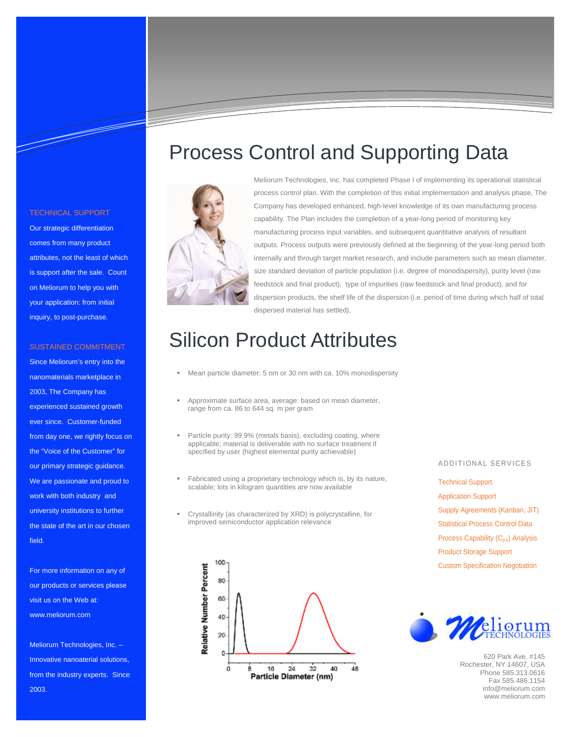# Process Control and Supporting Data

Meliorum Technologies, Inc. has completed Phase I of implementing its operational statistical process control plan. With the completion of this initial implementation and analysis phase, The Company has developed enhanced, high-level knowledge of its own manufacturing process capability. The Plan includes the completion of a year-long period of monitoring key manufacturing process input variables, and subsequent quantitative analysis of resultant outputs. Process outputs were previously defined at the beginning of the year-long period both internally and through target market research, and include parameters such as mean diameter, size standard deviation of particle population (i.e. degree of monodispersity), purity level (raw feedstock and final product), type of impurities (raw feedstock and final product), and for dispersion products, the shelf life of the dispersion (i.e. period of time during which half of total dispersed material has settled),

# Silicon Product Attributes

- Mean particle diameter: 5 nm or 30 nm with ca. 10% monodispersity
- Approximate surface area, average: based on mean diameter, range from ca. 86 to 644 sq. m per gram
- Particle purity: 99.9% (metals basis), excluding coating, where applicable; material is deliverable with no surface treatment if specified by user (highest elemental purity achievable)
- Fabricated using a proprietary technology which is, by its nature, scalable; lots in kilogram quantities are now available
- Crystallinity (as characterized by XRD) is polycrystalline, for improved semiconductor application relevance

Relative Number Percent
100
80
60
40
20
0
0 8 16 24 32 40 48
Particle Diameter (nm)

### TECHNICAL SUPPORT

Our strategic differentiation comes from many product attributes, not the least of which is support after the sale. Count on Meliorum to help you with your application: from initial inquiry, to post-purchase.

### SUSTAINED COMMITMENT

Since Meliorum's entry into the nanomaterials marketplace in 2003, The Company has experienced sustained growth ever since. Customer-funded from day one, we rightly focus on the "Voice of the Customer" for our primary strategic guidance. We are passionate and proud to work with both industry and university institutions to further the state of the art in our chosen field.

For more information on any of our products or services please visit us on the Web at: www.meliorum.com

Meliorum Technologies, Inc. – Innovative nanoaterial solutions, from the industry experts. Since 2003.

### ADDITIONAL SERVICES

- Technical Support
- Application Support
- Supply Agreements (Kanban, JIT)
- Statistical Process Control Data
- Process Capability ($C_{p,k}$) Analysis
- Product Storage Support
- Custom Specification Negotiation

Meliorum TECHNOLOGIES

620 Park Ave. #145
Rochester, NY 14607, USA
Phone 585.313.0616
Fax 585.486.1154
info@meliorum.com
www.meliorum.com